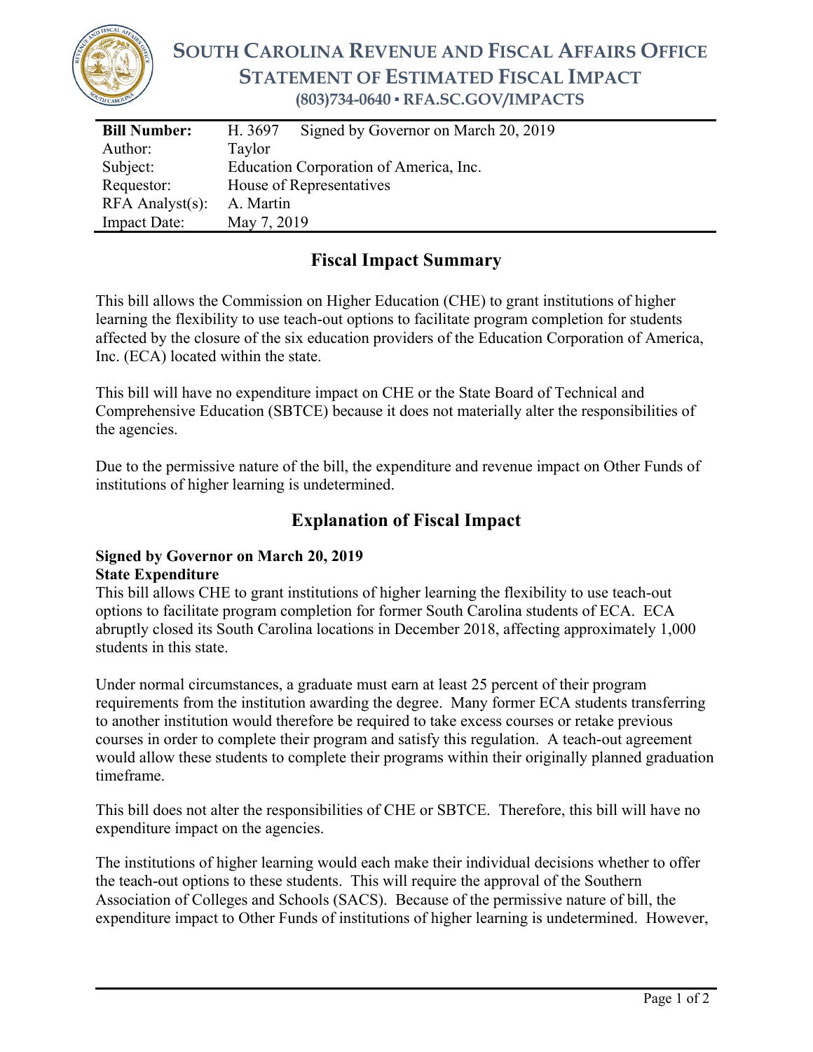# SOUTH CAROLINA REVENUE AND FISCAL AFFAIRS OFFICE
## STATEMENT OF ESTIMATED FISCAL IMPACT
**(803)734-0640 ▪ RFA.SC.GOV/IMPACTS**

| **Bill Number:** | H. 3697 Signed by Governor on March 20, 2019 |
|---|---|
| Author: | Taylor |
| Subject: | Education Corporation of America, Inc. |
| Requestor: | House of Representatives |
| RFA Analyst(s): | A. Martin |
| Impact Date: | May 7, 2019 |

## Fiscal Impact Summary

This bill allows the Commission on Higher Education (CHE) to grant institutions of higher learning the flexibility to use teach-out options to facilitate program completion for students affected by the closure of the six education providers of the Education Corporation of America, Inc. (ECA) located within the state.

This bill will have no expenditure impact on CHE or the State Board of Technical and Comprehensive Education (SBTCE) because it does not materially alter the responsibilities of the agencies.

Due to the permissive nature of the bill, the expenditure and revenue impact on Other Funds of institutions of higher learning is undetermined.

## Explanation of Fiscal Impact

**Signed by Governor on March 20, 2019**
**State Expenditure**

This bill allows CHE to grant institutions of higher learning the flexibility to use teach-out options to facilitate program completion for former South Carolina students of ECA. ECA abruptly closed its South Carolina locations in December 2018, affecting approximately 1,000 students in this state.

Under normal circumstances, a graduate must earn at least 25 percent of their program requirements from the institution awarding the degree. Many former ECA students transferring to another institution would therefore be required to take excess courses or retake previous courses in order to complete their program and satisfy this regulation. A teach-out agreement would allow these students to complete their programs within their originally planned graduation timeframe.

This bill does not alter the responsibilities of CHE or SBTCE. Therefore, this bill will have no expenditure impact on the agencies.

The institutions of higher learning would each make their individual decisions whether to offer the teach-out options to these students. This will require the approval of the Southern Association of Colleges and Schools (SACS). Because of the permissive nature of bill, the expenditure impact to Other Funds of institutions of higher learning is undetermined. However,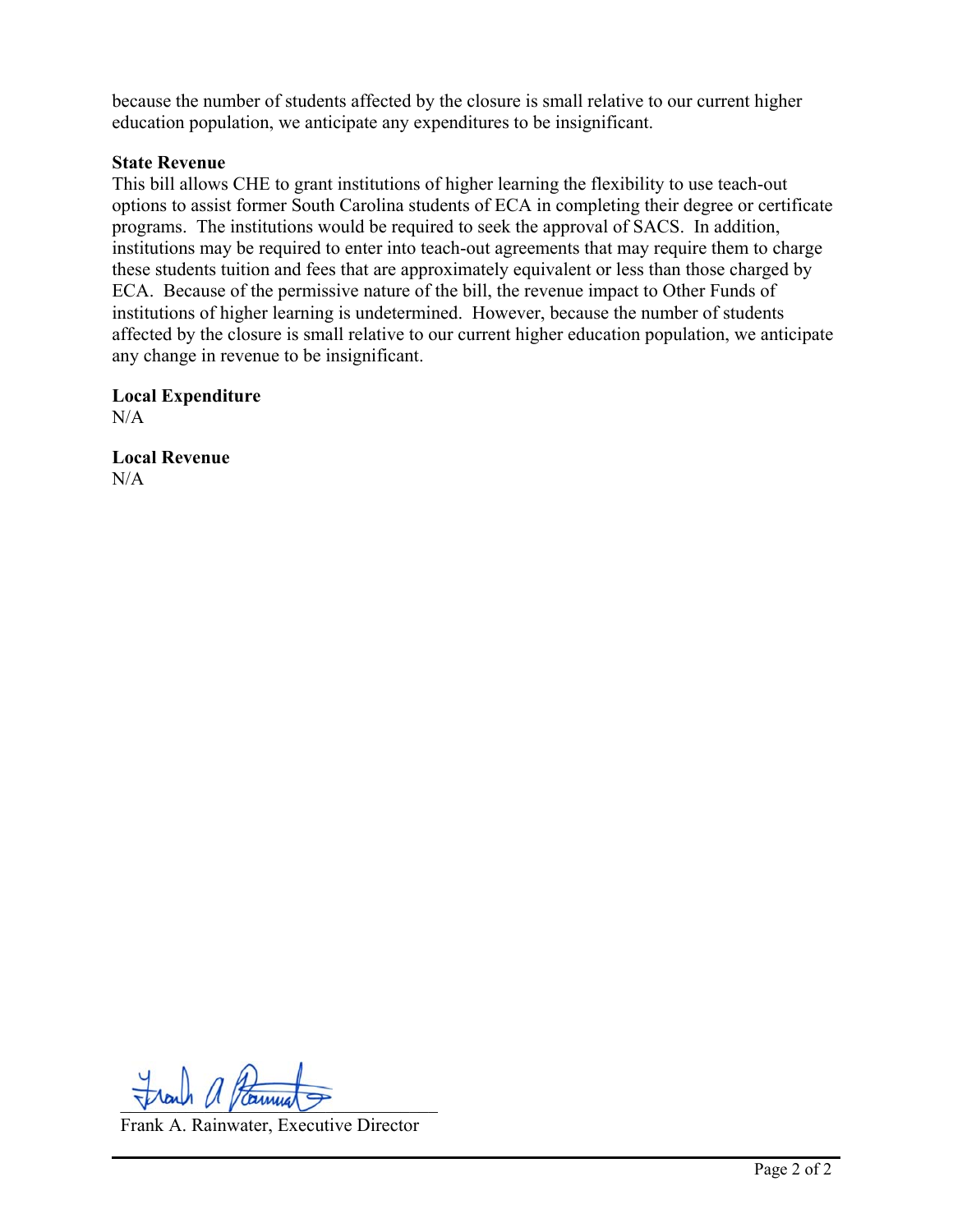because the number of students affected by the closure is small relative to our current higher education population, we anticipate any expenditures to be insignificant.

**State Revenue**

This bill allows CHE to grant institutions of higher learning the flexibility to use teach-out options to assist former South Carolina students of ECA in completing their degree or certificate programs. The institutions would be required to seek the approval of SACS. In addition, institutions may be required to enter into teach-out agreements that may require them to charge these students tuition and fees that are approximately equivalent or less than those charged by ECA. Because of the permissive nature of the bill, the revenue impact to Other Funds of institutions of higher learning is undetermined. However, because the number of students affected by the closure is small relative to our current higher education population, we anticipate any change in revenue to be insignificant.

**Local Expenditure**

N/A

**Local Revenue**

N/A

Frank A. Rainwater, Executive Director